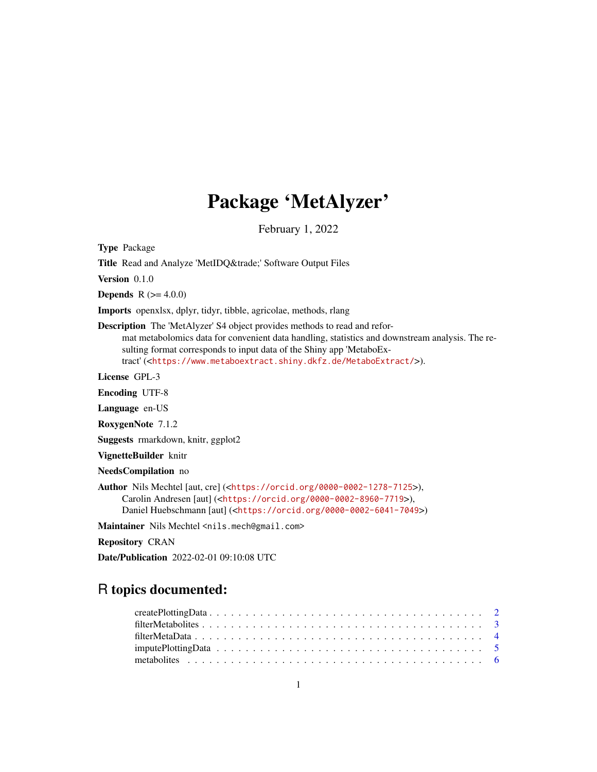# Package 'MetAlyzer'

February 1, 2022

**Type** Package

**Title** Read and Analyze 'MetIDQ&trade;' Software Output Files

**Version** 0.1.0

**Depends** R (>= 4.0.0)

**Imports** openxlsx, dplyr, tidyr, tibble, agricolae, methods, rlang

**Description** The 'MetAlyzer' S4 object provides methods to read and reformat metabolomics data for convenient data handling, statistics and downstream analysis. The resulting format corresponds to input data of the Shiny app 'MetaboExtract' (<https://www.metaboextract.shiny.dkfz.de/MetaboExtract/>).

**License** GPL-3

**Encoding** UTF-8

**Language** en-US

**RoxygenNote** 7.1.2

**Suggests** rmarkdown, knitr, ggplot2

**VignetteBuilder** knitr

**NeedsCompilation** no

**Author** Nils Mechtel [aut, cre] (<https://orcid.org/0000-0002-1278-7125>),
Carolin Andresen [aut] (<https://orcid.org/0000-0002-8960-7719>),
Daniel Huebschmann [aut] (<https://orcid.org/0000-0002-6041-7049>)

**Maintainer** Nils Mechtel <nils.mech@gmail.com>

**Repository** CRAN

**Date/Publication** 2022-02-01 09:10:08 UTC

## R topics documented:

createPlottingData . . . . . . . . . . . . . . . . . . . . . . . . . . . . . . . . . . . . 2
filterMetabolites . . . . . . . . . . . . . . . . . . . . . . . . . . . . . . . . . . . . . 3
filterMetaData . . . . . . . . . . . . . . . . . . . . . . . . . . . . . . . . . . . . . . 4
imputePlottingData . . . . . . . . . . . . . . . . . . . . . . . . . . . . . . . . . . . . 5
metabolites . . . . . . . . . . . . . . . . . . . . . . . . . . . . . . . . . . . . . . . . 6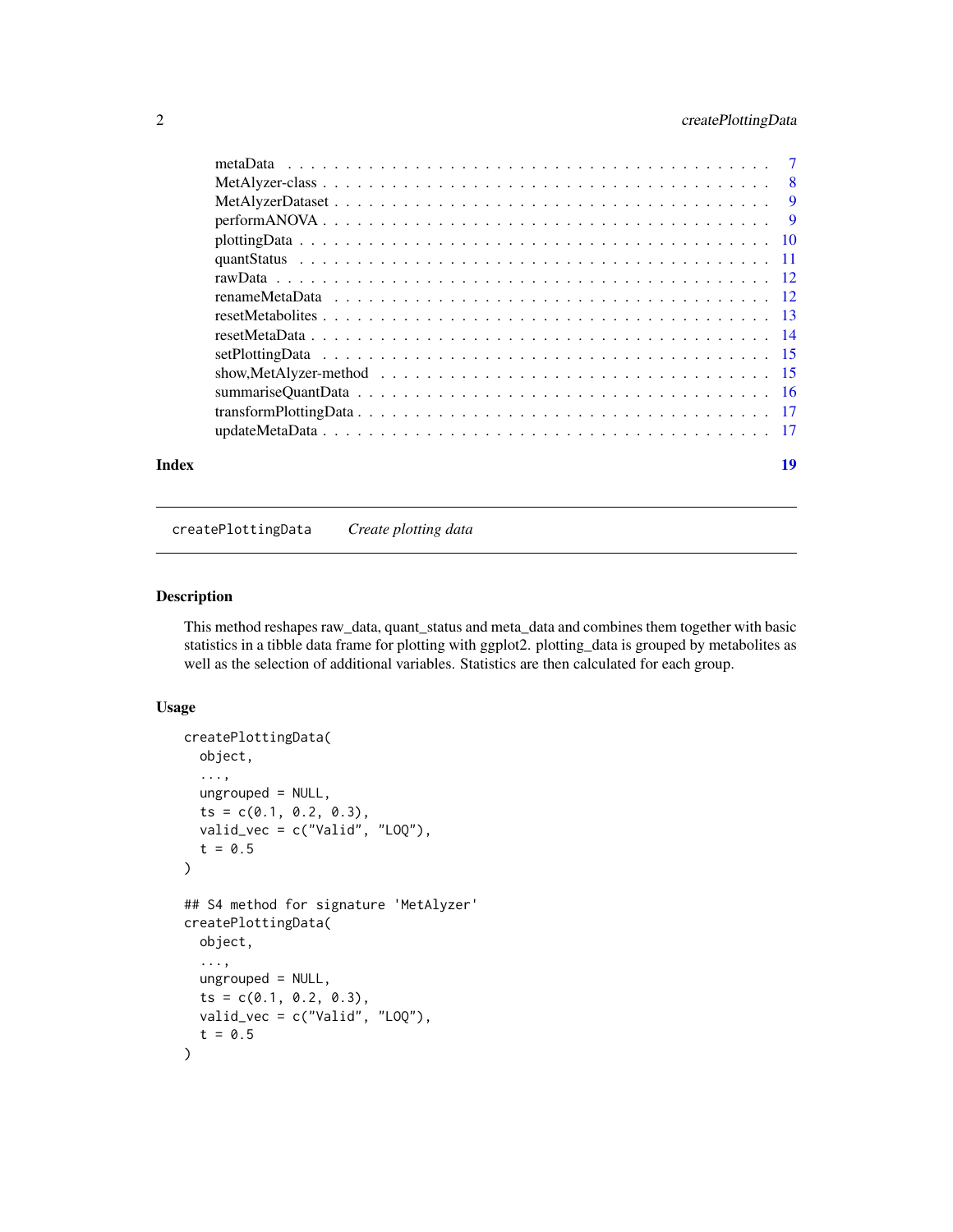| | |
|---|---|
| metaData | 7 |
| MetAlyzer-class | 8 |
| MetAlyzerDataset | 9 |
| performANOVA | 9 |
| plottingData | 10 |
| quantStatus | 11 |
| rawData | 12 |
| renameMetaData | 12 |
| resetMetabolites | 13 |
| resetMetaData | 14 |
| setPlottingData | 15 |
| show,MetAlyzer-method | 15 |
| summariseQuantData | 16 |
| transformPlottingData | 17 |
| updateMetaData | 17 |

**Index** 19

---

## createPlottingData *Create plotting data*

### Description

This method reshapes raw_data, quant_status and meta_data and combines them together with basic statistics in a tibble data frame for plotting with ggplot2. plotting_data is grouped by metabolites as well as the selection of additional variables. Statistics are then calculated for each group.

### Usage

```
createPlottingData(
  object,
  ...,
  ungrouped = NULL,
  ts = c(0.1, 0.2, 0.3),
  valid_vec = c("Valid", "LOQ"),
  t = 0.5
)

## S4 method for signature 'MetAlyzer'
createPlottingData(
  object,
  ...,
  ungrouped = NULL,
  ts = c(0.1, 0.2, 0.3),
  valid_vec = c("Valid", "LOQ"),
  t = 0.5
)
```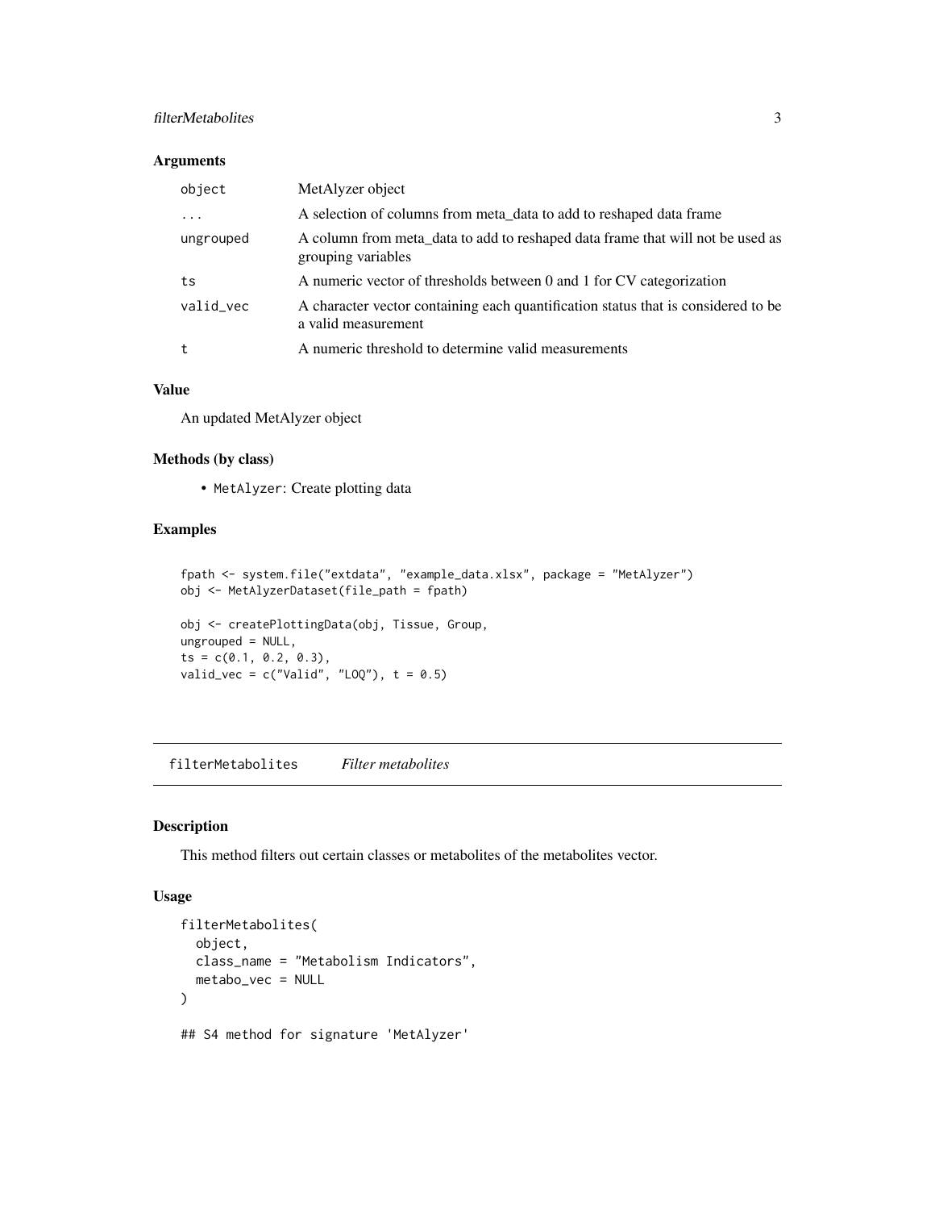### Arguments

| | |
|---|---|
| `object` | MetAlyzer object |
| `...` | A selection of columns from meta_data to add to reshaped data frame |
| `ungrouped` | A column from meta_data to add to reshaped data frame that will not be used as grouping variables |
| `ts` | A numeric vector of thresholds between 0 and 1 for CV categorization |
| `valid_vec` | A character vector containing each quantification status that is considered to be a valid measurement |
| `t` | A numeric threshold to determine valid measurements |

### Value

An updated MetAlyzer object

### Methods (by class)

- `MetAlyzer`: Create plotting data

### Examples

```
fpath <- system.file("extdata", "example_data.xlsx", package = "MetAlyzer")
obj <- MetAlyzerDataset(file_path = fpath)

obj <- createPlottingData(obj, Tissue, Group,
ungrouped = NULL,
ts = c(0.1, 0.2, 0.3),
valid_vec = c("Valid", "LOQ"), t = 0.5)
```

## filterMetabolites *Filter metabolites*

### Description

This method filters out certain classes or metabolites of the metabolites vector.

### Usage

```
filterMetabolites(
  object,
  class_name = "Metabolism Indicators",
  metabo_vec = NULL
)

## S4 method for signature 'MetAlyzer'
```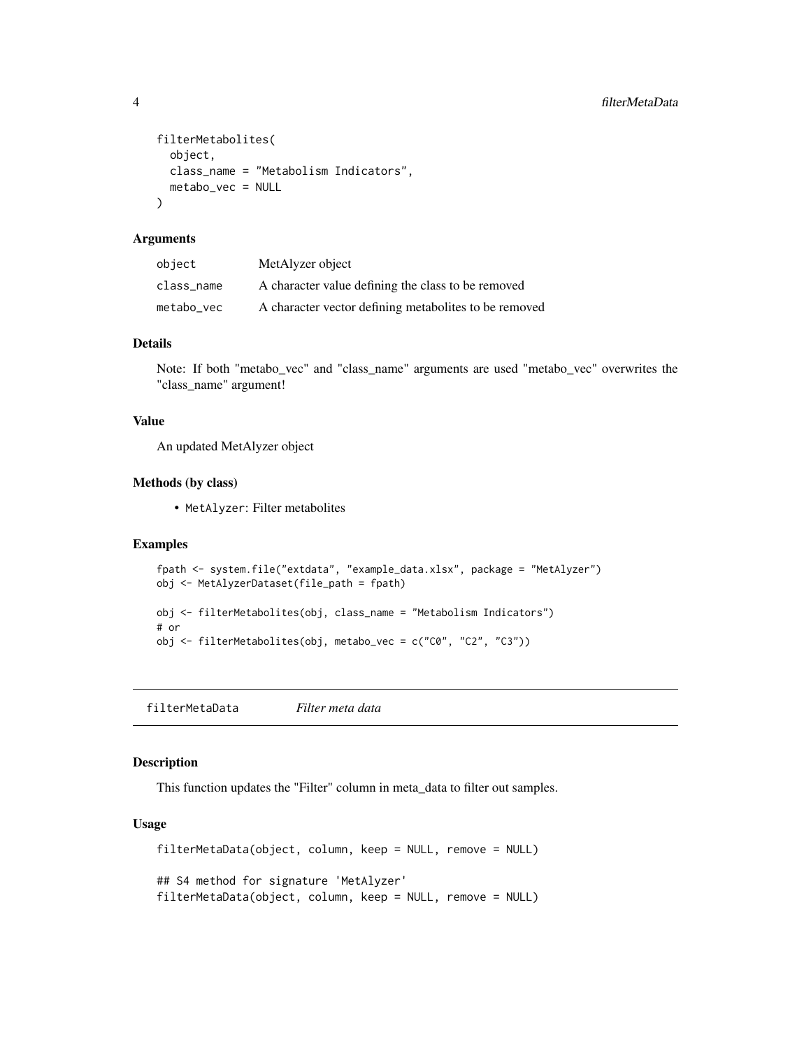```
filterMetabolites(
  object,
  class_name = "Metabolism Indicators",
  metabo_vec = NULL
)
```

### Arguments

| | |
|---|---|
| object | MetAlyzer object |
| class_name | A character value defining the class to be removed |
| metabo_vec | A character vector defining metabolites to be removed |

### Details

Note: If both "metabo_vec" and "class_name" arguments are used "metabo_vec" overwrites the "class_name" argument!

### Value

An updated MetAlyzer object

### Methods (by class)

- `MetAlyzer`: Filter metabolites

### Examples

```
fpath <- system.file("extdata", "example_data.xlsx", package = "MetAlyzer")
obj <- MetAlyzerDataset(file_path = fpath)

obj <- filterMetabolites(obj, class_name = "Metabolism Indicators")
# or
obj <- filterMetabolites(obj, metabo_vec = c("C0", "C2", "C3"))
```

## filterMetaData *Filter meta data*

### Description

This function updates the "Filter" column in meta_data to filter out samples.

### Usage

```
filterMetaData(object, column, keep = NULL, remove = NULL)

## S4 method for signature 'MetAlyzer'
filterMetaData(object, column, keep = NULL, remove = NULL)
```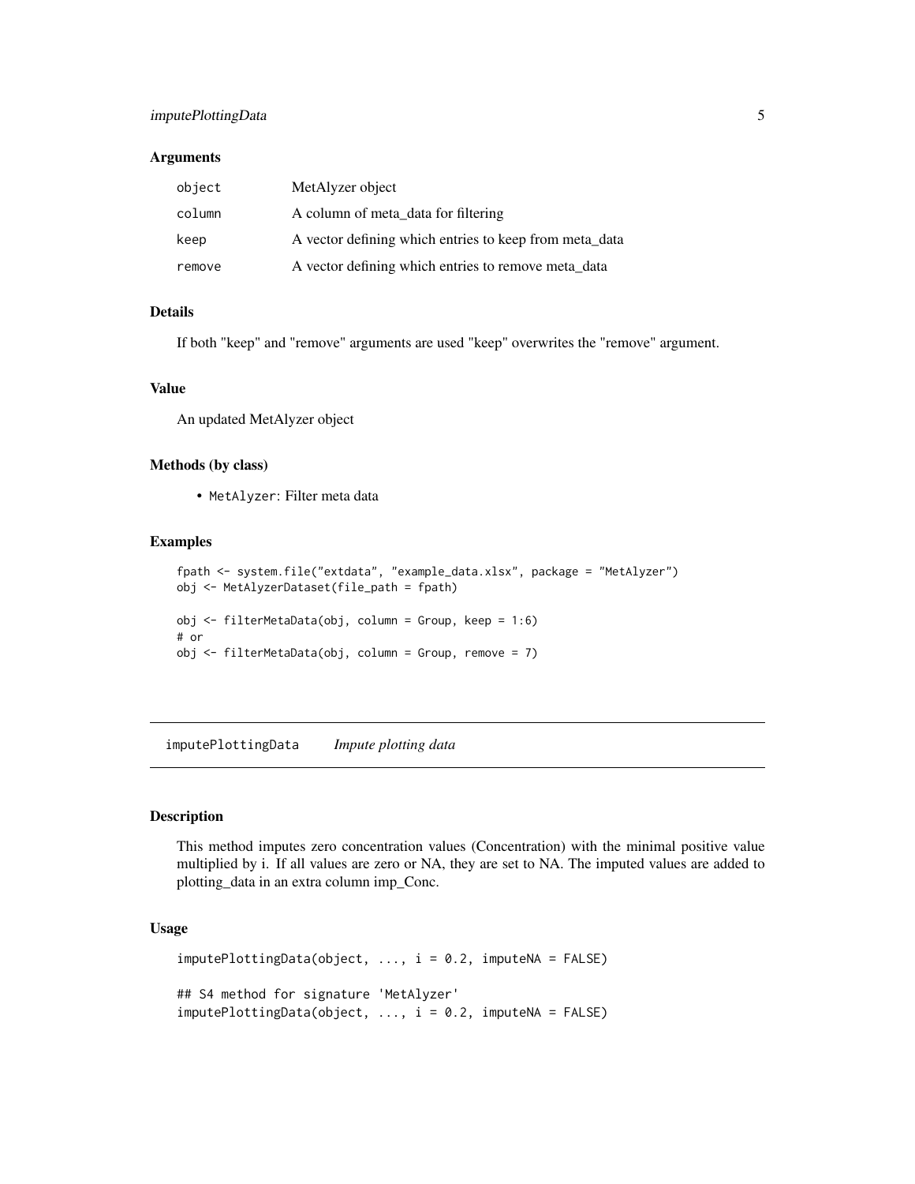### Arguments

| | |
|---|---|
| `object` | MetAlyzer object |
| `column` | A column of meta_data for filtering |
| `keep` | A vector defining which entries to keep from meta_data |
| `remove` | A vector defining which entries to remove meta_data |

### Details

If both "keep" and "remove" arguments are used "keep" overwrites the "remove" argument.

### Value

An updated MetAlyzer object

### Methods (by class)

- `MetAlyzer`: Filter meta data

### Examples

```
fpath <- system.file("extdata", "example_data.xlsx", package = "MetAlyzer")
obj <- MetAlyzerDataset(file_path = fpath)

obj <- filterMetaData(obj, column = Group, keep = 1:6)
# or
obj <- filterMetaData(obj, column = Group, remove = 7)
```

---

## imputePlottingData    *Impute plotting data*

### Description

This method imputes zero concentration values (Concentration) with the minimal positive value multiplied by i. If all values are zero or NA, they are set to NA. The imputed values are added to plotting_data in an extra column imp_Conc.

### Usage

```
imputePlottingData(object, ..., i = 0.2, imputeNA = FALSE)

## S4 method for signature 'MetAlyzer'
imputePlottingData(object, ..., i = 0.2, imputeNA = FALSE)
```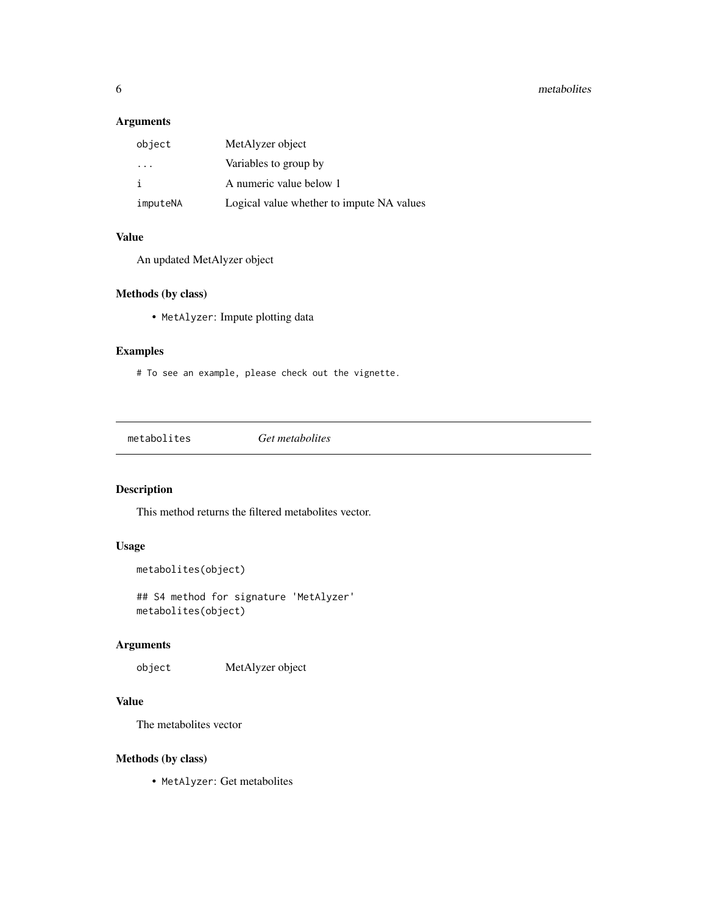### Arguments

| | |
|---|---|
| object | MetAlyzer object |
| ... | Variables to group by |
| i | A numeric value below 1 |
| imputeNA | Logical value whether to impute NA values |

### Value

An updated MetAlyzer object

### Methods (by class)

- `MetAlyzer`: Impute plotting data

### Examples

```
# To see an example, please check out the vignette.
```

## metabolites    *Get metabolites*

### Description

This method returns the filtered metabolites vector.

### Usage

```
metabolites(object)

## S4 method for signature 'MetAlyzer'
metabolites(object)
```

### Arguments

| | |
|---|---|
| object | MetAlyzer object |

### Value

The metabolites vector

### Methods (by class)

- `MetAlyzer`: Get metabolites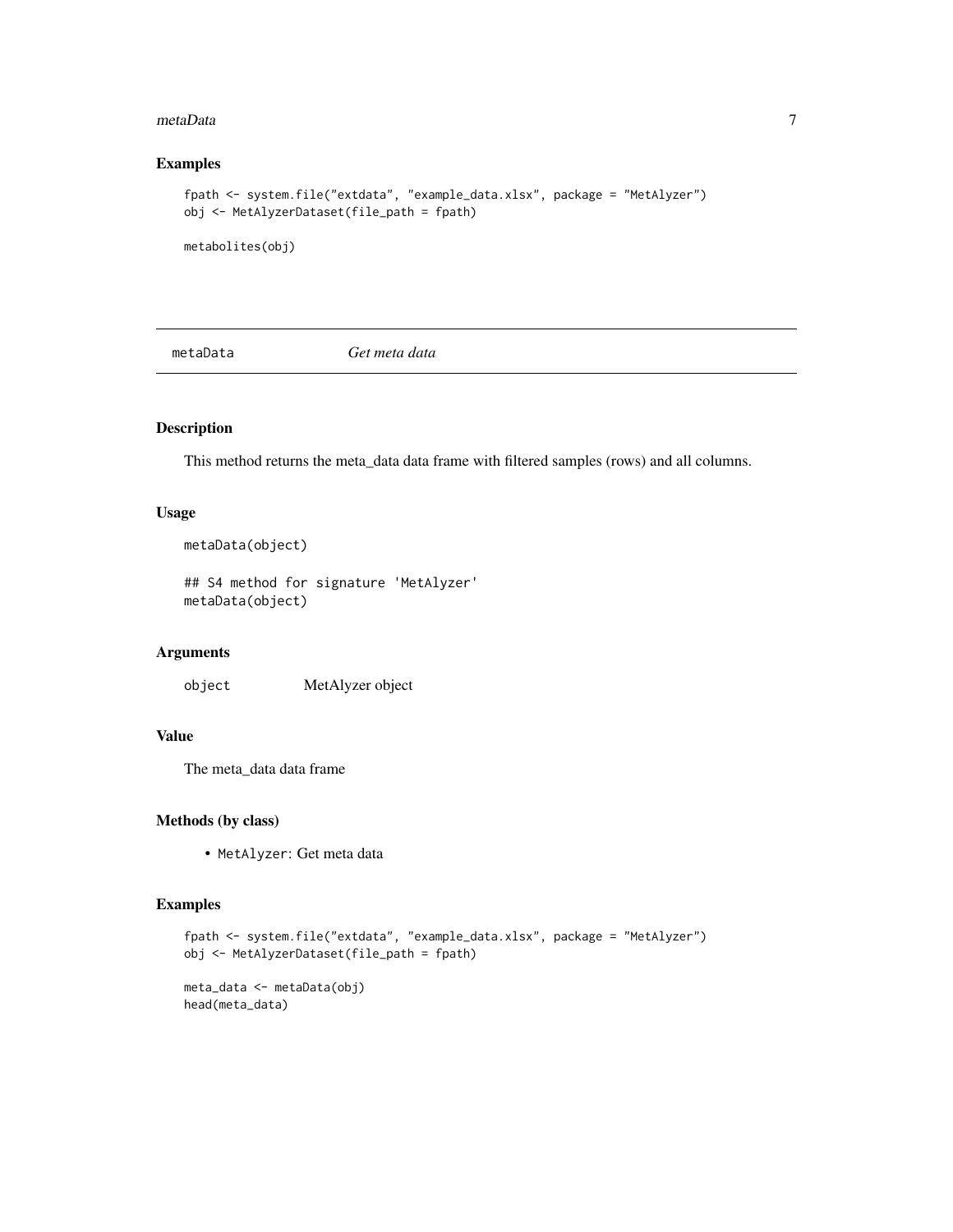## Examples

```
fpath <- system.file("extdata", "example_data.xlsx", package = "MetAlyzer")
obj <- MetAlyzerDataset(file_path = fpath)

metabolites(obj)
```

---

# metaData — *Get meta data*

## Description

This method returns the meta_data data frame with filtered samples (rows) and all columns.

## Usage

```
metaData(object)

## S4 method for signature 'MetAlyzer'
metaData(object)
```

## Arguments

| | |
|---|---|
| object | MetAlyzer object |

## Value

The meta_data data frame

## Methods (by class)

- `MetAlyzer`: Get meta data

## Examples

```
fpath <- system.file("extdata", "example_data.xlsx", package = "MetAlyzer")
obj <- MetAlyzerDataset(file_path = fpath)

meta_data <- metaData(obj)
head(meta_data)
```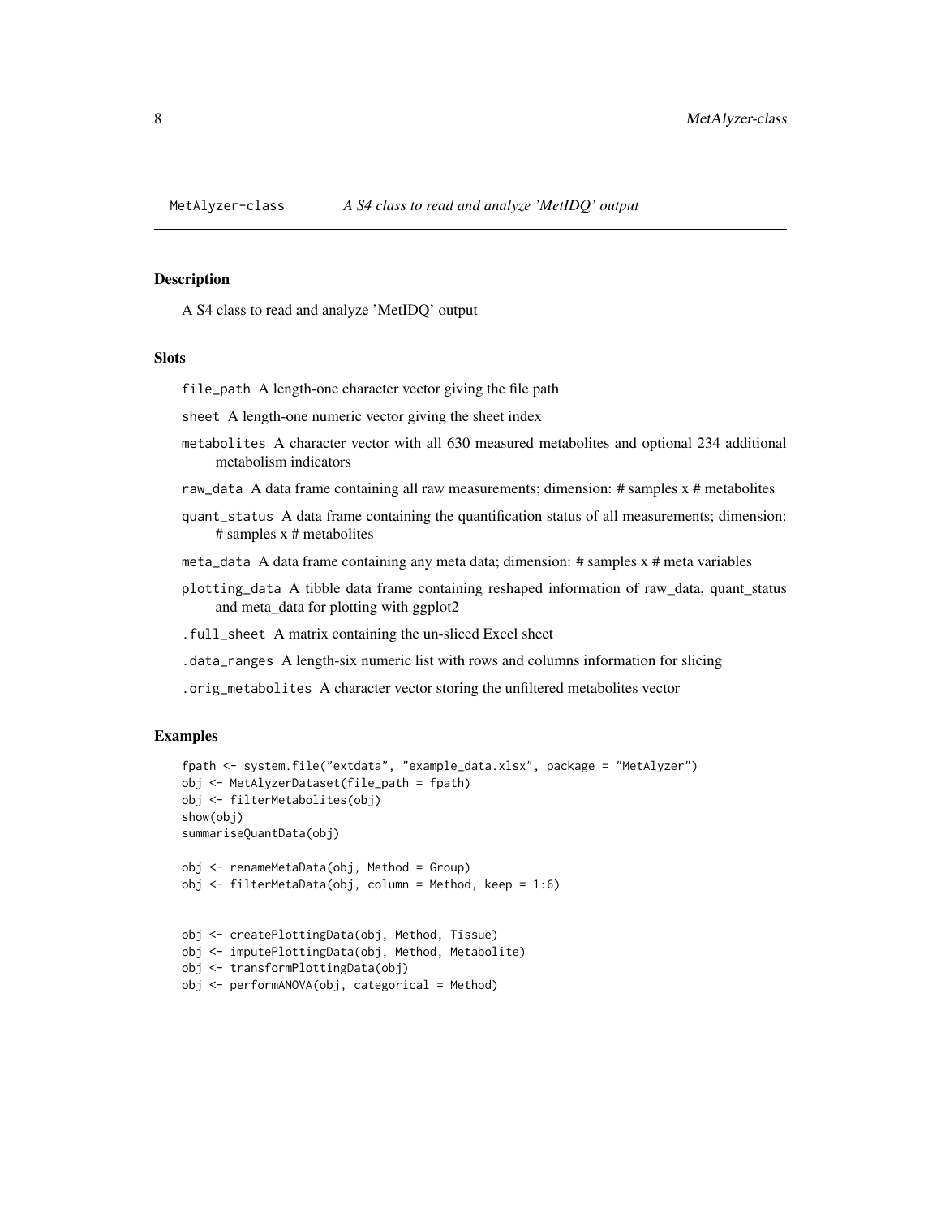# MetAlyzer-class — *A S4 class to read and analyze 'MetIDQ' output*

## Description

A S4 class to read and analyze 'MetIDQ' output

## Slots

- `file_path` A length-one character vector giving the file path
- `sheet` A length-one numeric vector giving the sheet index
- `metabolites` A character vector with all 630 measured metabolites and optional 234 additional metabolism indicators
- `raw_data` A data frame containing all raw measurements; dimension: # samples x # metabolites
- `quant_status` A data frame containing the quantification status of all measurements; dimension: # samples x # metabolites
- `meta_data` A data frame containing any meta data; dimension: # samples x # meta variables
- `plotting_data` A tibble data frame containing reshaped information of raw_data, quant_status and meta_data for plotting with ggplot2
- `.full_sheet` A matrix containing the un-sliced Excel sheet
- `.data_ranges` A length-six numeric list with rows and columns information for slicing
- `.orig_metabolites` A character vector storing the unfiltered metabolites vector

## Examples

```
fpath <- system.file("extdata", "example_data.xlsx", package = "MetAlyzer")
obj <- MetAlyzerDataset(file_path = fpath)
obj <- filterMetabolites(obj)
show(obj)
summariseQuantData(obj)

obj <- renameMetaData(obj, Method = Group)
obj <- filterMetaData(obj, column = Method, keep = 1:6)


obj <- createPlottingData(obj, Method, Tissue)
obj <- imputePlottingData(obj, Method, Metabolite)
obj <- transformPlottingData(obj)
obj <- performANOVA(obj, categorical = Method)
```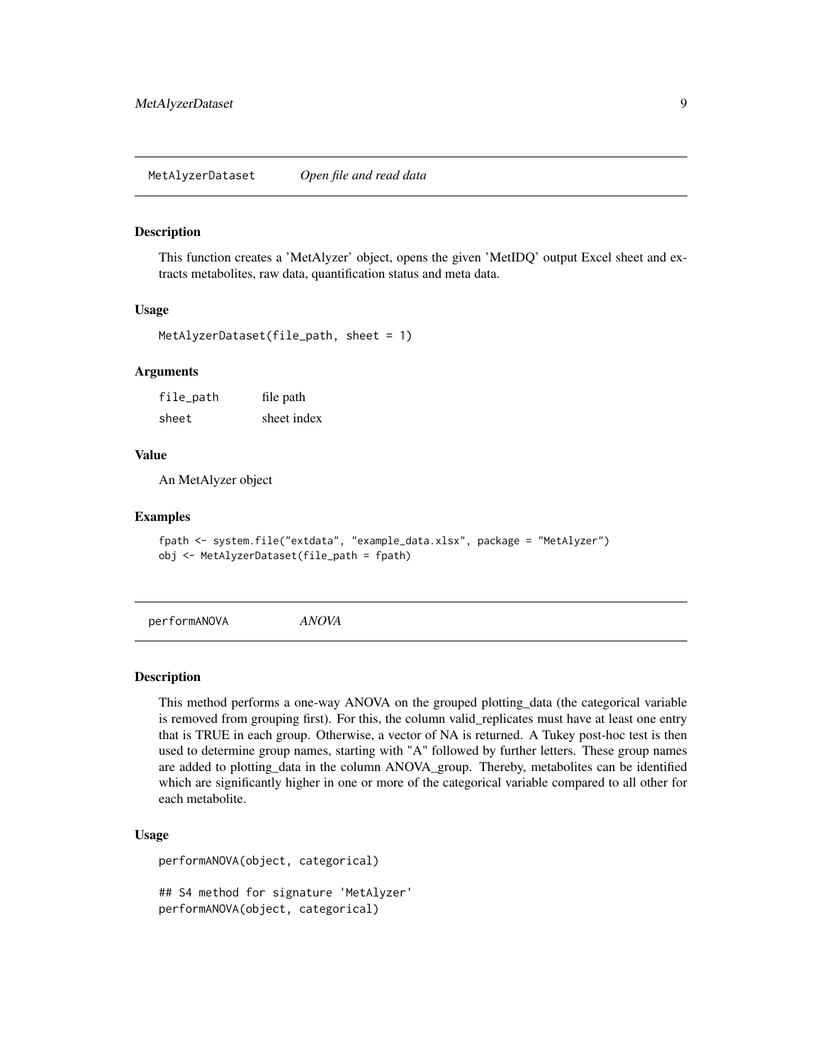## MetAlyzerDataset — *Open file and read data*

### Description

This function creates a 'MetAlyzer' object, opens the given 'MetIDQ' output Excel sheet and extracts metabolites, raw data, quantification status and meta data.

### Usage

```
MetAlyzerDataset(file_path, sheet = 1)
```

### Arguments

| | |
|---|---|
| file_path | file path |
| sheet | sheet index |

### Value

An MetAlyzer object

### Examples

```
fpath <- system.file("extdata", "example_data.xlsx", package = "MetAlyzer")
obj <- MetAlyzerDataset(file_path = fpath)
```

## performANOVA — *ANOVA*

### Description

This method performs a one-way ANOVA on the grouped plotting_data (the categorical variable is removed from grouping first). For this, the column valid_replicates must have at least one entry that is TRUE in each group. Otherwise, a vector of NA is returned. A Tukey post-hoc test is then used to determine group names, starting with "A" followed by further letters. These group names are added to plotting_data in the column ANOVA_group. Thereby, metabolites can be identified which are significantly higher in one or more of the categorical variable compared to all other for each metabolite.

### Usage

```
performANOVA(object, categorical)

## S4 method for signature 'MetAlyzer'
performANOVA(object, categorical)
```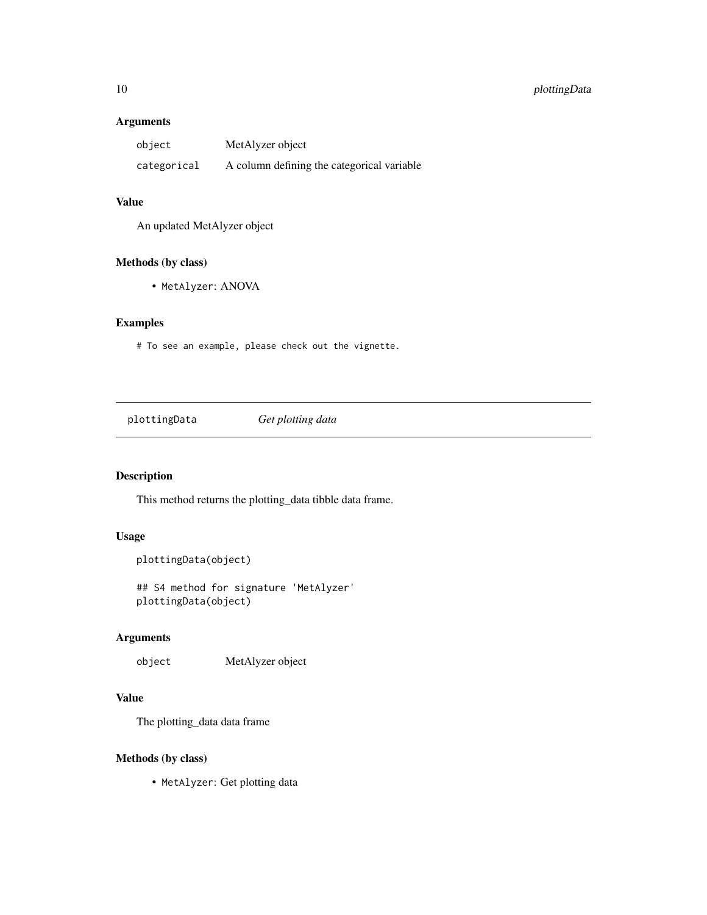### Arguments

| | |
|---|---|
| `object` | MetAlyzer object |
| `categorical` | A column defining the categorical variable |

### Value

An updated MetAlyzer object

### Methods (by class)

- `MetAlyzer`: ANOVA

### Examples

```
# To see an example, please check out the vignette.
```

---

## plottingData — *Get plotting data*

### Description

This method returns the plotting_data tibble data frame.

### Usage

```
plottingData(object)

## S4 method for signature 'MetAlyzer'
plottingData(object)
```

### Arguments

| | |
|---|---|
| `object` | MetAlyzer object |

### Value

The plotting_data data frame

### Methods (by class)

- `MetAlyzer`: Get plotting data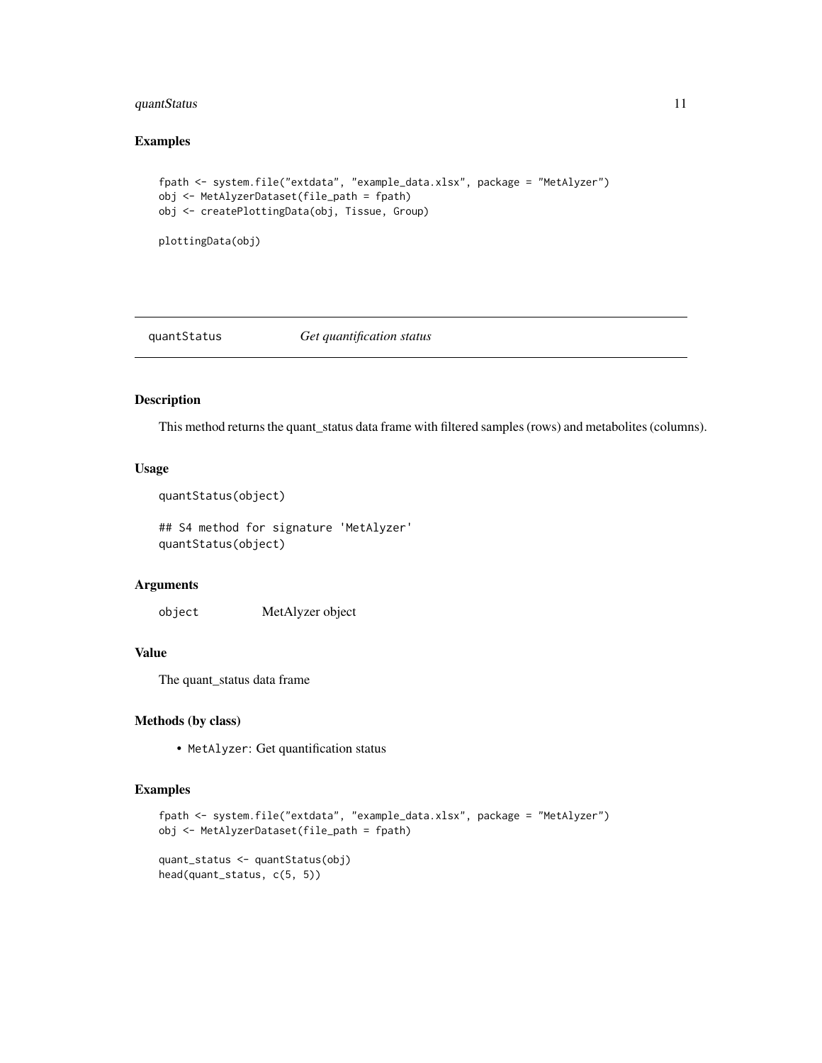## Examples

```
fpath <- system.file("extdata", "example_data.xlsx", package = "MetAlyzer")
obj <- MetAlyzerDataset(file_path = fpath)
obj <- createPlottingData(obj, Tissue, Group)

plottingData(obj)
```

---

# quantStatus *Get quantification status*

---

## Description

This method returns the quant_status data frame with filtered samples (rows) and metabolites (columns).

## Usage

```
quantStatus(object)

## S4 method for signature 'MetAlyzer'
quantStatus(object)
```

## Arguments

| | |
|---|---|
| `object` | MetAlyzer object |

## Value

The quant_status data frame

## Methods (by class)

- `MetAlyzer`: Get quantification status

## Examples

```
fpath <- system.file("extdata", "example_data.xlsx", package = "MetAlyzer")
obj <- MetAlyzerDataset(file_path = fpath)

quant_status <- quantStatus(obj)
head(quant_status, c(5, 5))
```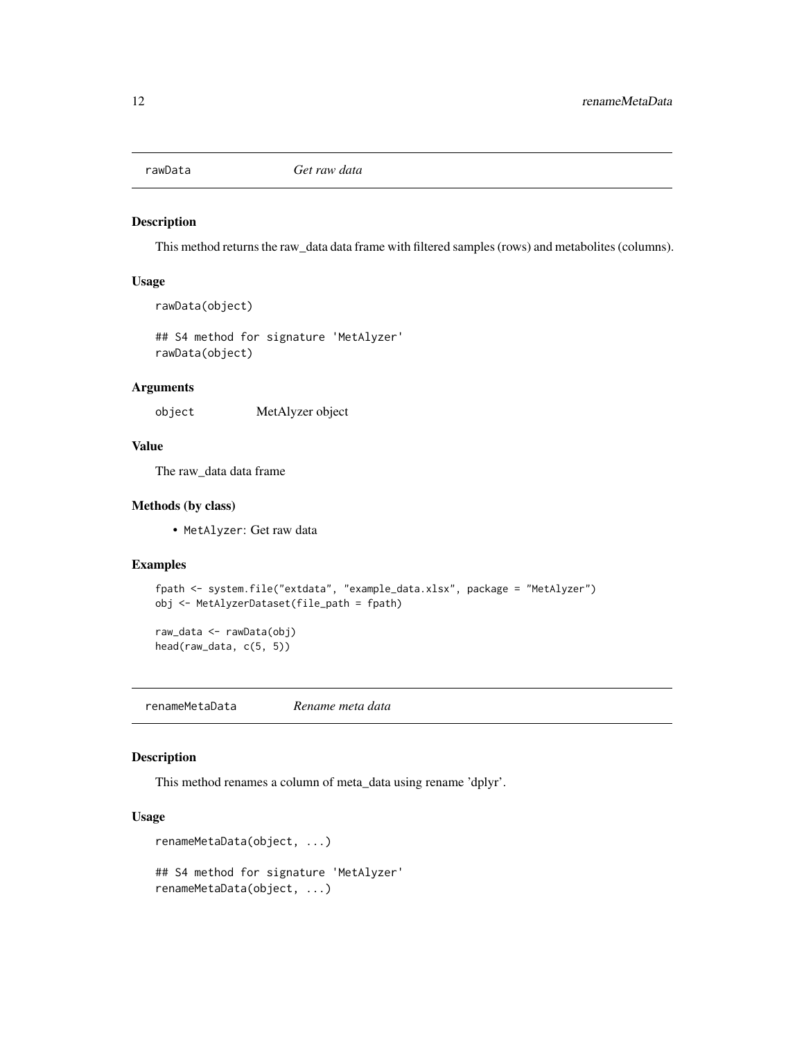## rawData *Get raw data*

### Description

This method returns the raw_data data frame with filtered samples (rows) and metabolites (columns).

### Usage

```
rawData(object)

## S4 method for signature 'MetAlyzer'
rawData(object)
```

### Arguments

| | |
|---|---|
| object | MetAlyzer object |

### Value

The raw_data data frame

### Methods (by class)

- `MetAlyzer`: Get raw data

### Examples

```
fpath <- system.file("extdata", "example_data.xlsx", package = "MetAlyzer")
obj <- MetAlyzerDataset(file_path = fpath)

raw_data <- rawData(obj)
head(raw_data, c(5, 5))
```

## renameMetaData *Rename meta data*

### Description

This method renames a column of meta_data using rename 'dplyr'.

### Usage

```
renameMetaData(object, ...)

## S4 method for signature 'MetAlyzer'
renameMetaData(object, ...)
```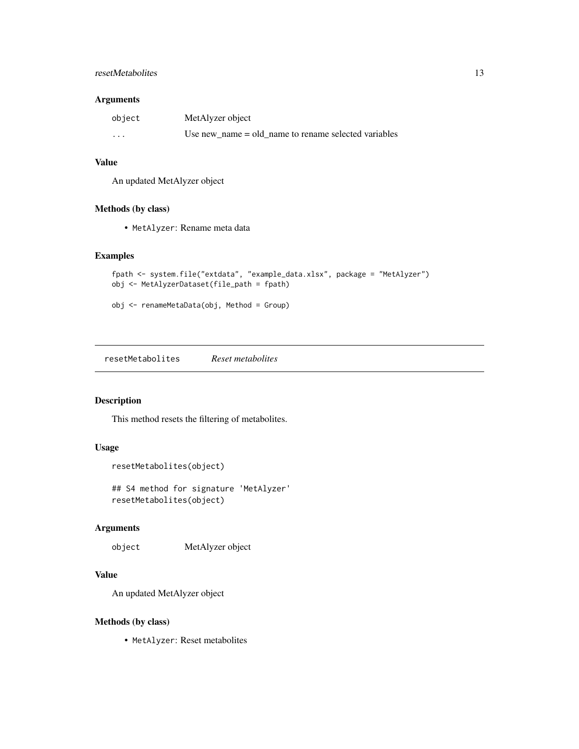### Arguments

| | |
|---|---|
| object | MetAlyzer object |
| ... | Use new_name = old_name to rename selected variables |

### Value

An updated MetAlyzer object

### Methods (by class)

- `MetAlyzer`: Rename meta data

### Examples

```
fpath <- system.file("extdata", "example_data.xlsx", package = "MetAlyzer")
obj <- MetAlyzerDataset(file_path = fpath)

obj <- renameMetaData(obj, Method = Group)
```

---

## resetMetabolites *Reset metabolites*

---

### Description

This method resets the filtering of metabolites.

### Usage

```
resetMetabolites(object)

## S4 method for signature 'MetAlyzer'
resetMetabolites(object)
```

### Arguments

| | |
|---|---|
| object | MetAlyzer object |

### Value

An updated MetAlyzer object

### Methods (by class)

- `MetAlyzer`: Reset metabolites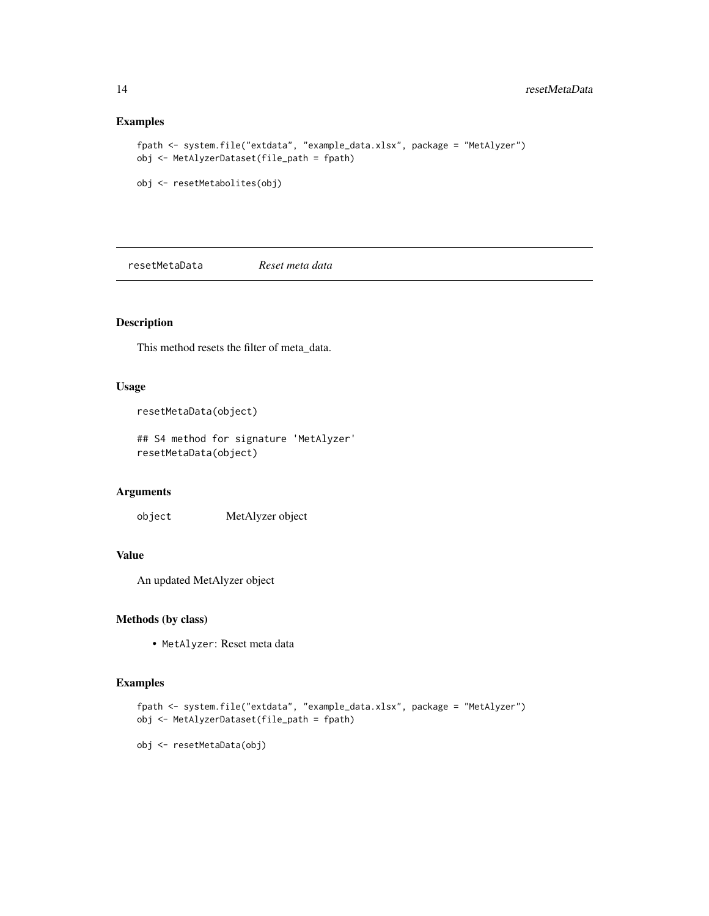## Examples

```
fpath <- system.file("extdata", "example_data.xlsx", package = "MetAlyzer")
obj <- MetAlyzerDataset(file_path = fpath)

obj <- resetMetabolites(obj)
```

---

# resetMetaData *Reset meta data*

---

## Description

This method resets the filter of meta_data.

## Usage

```
resetMetaData(object)

## S4 method for signature 'MetAlyzer'
resetMetaData(object)
```

## Arguments

| | |
|---|---|
| `object` | MetAlyzer object |

## Value

An updated MetAlyzer object

## Methods (by class)

- `MetAlyzer`: Reset meta data

## Examples

```
fpath <- system.file("extdata", "example_data.xlsx", package = "MetAlyzer")
obj <- MetAlyzerDataset(file_path = fpath)

obj <- resetMetaData(obj)
```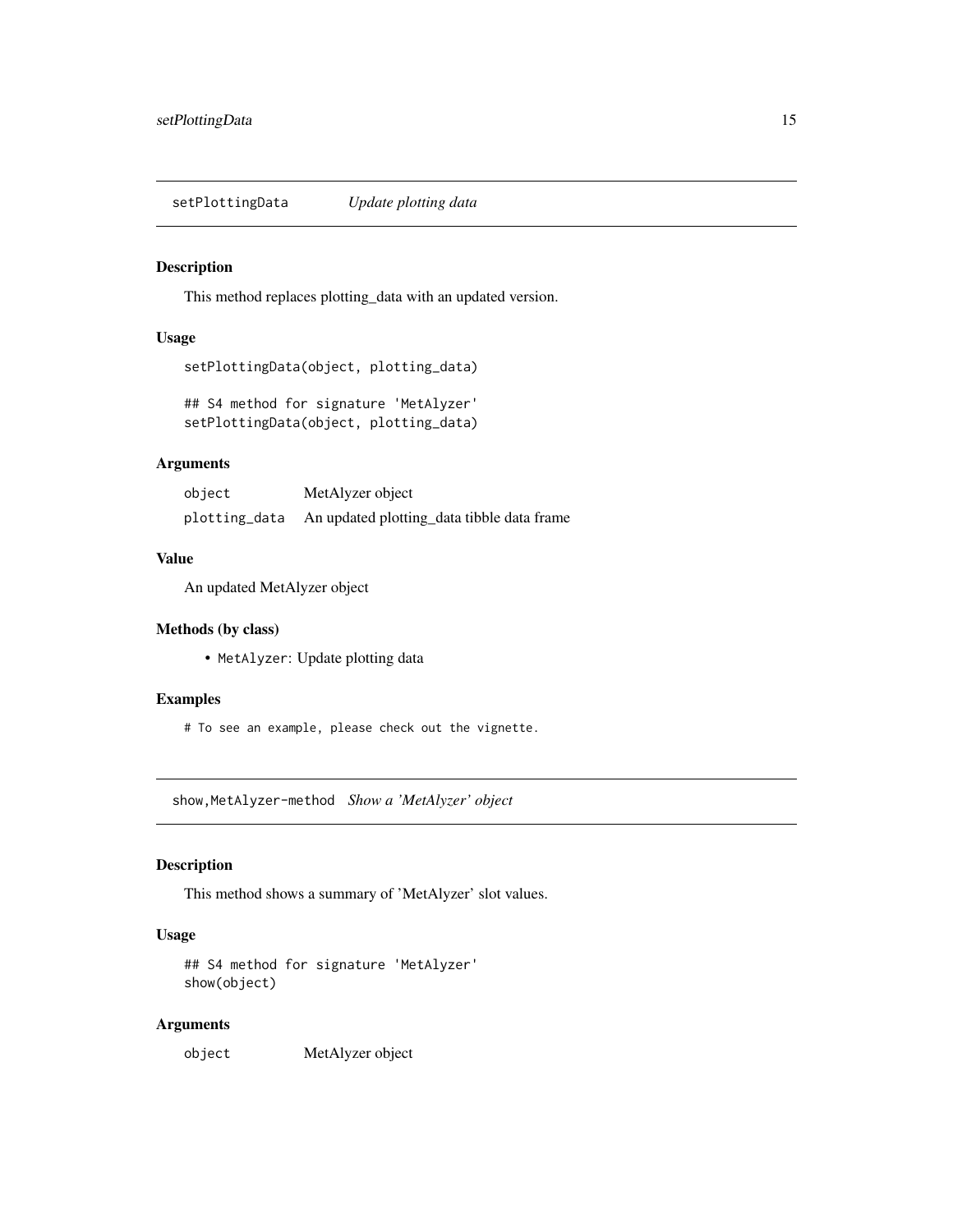## setPlottingData *Update plotting data*

### Description

This method replaces plotting_data with an updated version.

### Usage

```
setPlottingData(object, plotting_data)

## S4 method for signature 'MetAlyzer'
setPlottingData(object, plotting_data)
```

### Arguments

| | |
|---|---|
| object | MetAlyzer object |
| plotting_data | An updated plotting_data tibble data frame |

### Value

An updated MetAlyzer object

### Methods (by class)

- `MetAlyzer`: Update plotting data

### Examples

```
# To see an example, please check out the vignette.
```

## show,MetAlyzer-method *Show a 'MetAlyzer' object*

### Description

This method shows a summary of 'MetAlyzer' slot values.

### Usage

```
## S4 method for signature 'MetAlyzer'
show(object)
```

### Arguments

| | |
|---|---|
| object | MetAlyzer object |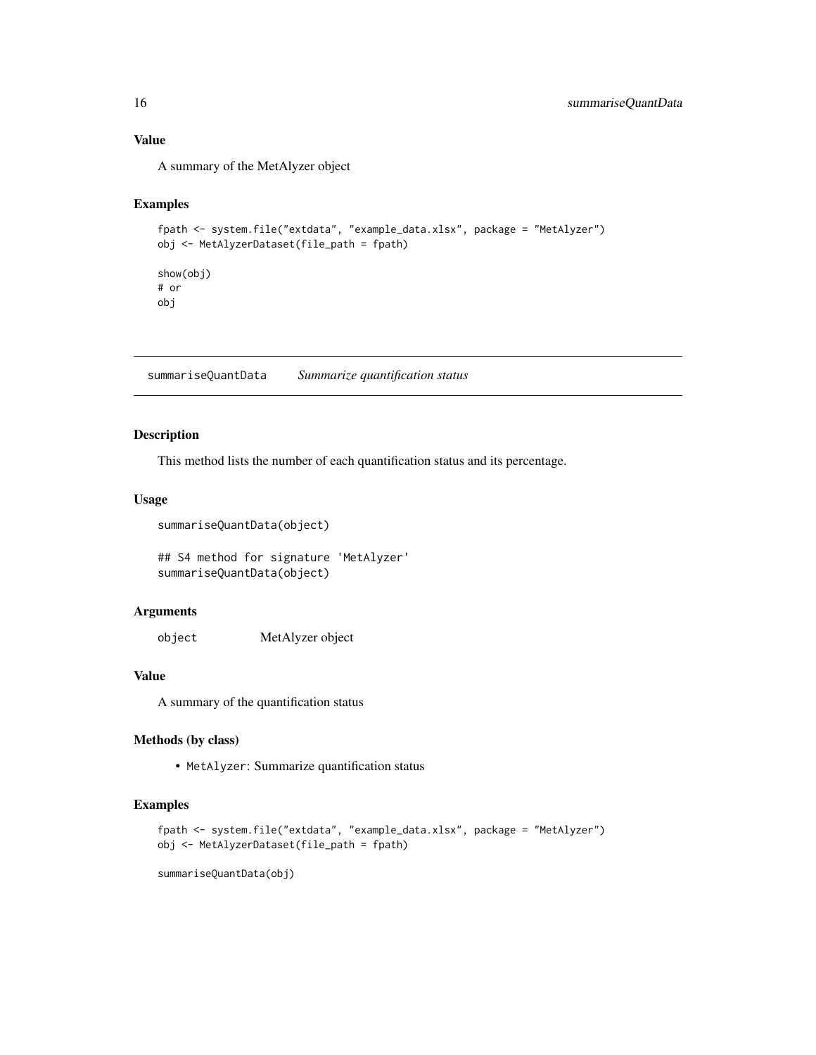### Value

A summary of the MetAlyzer object

### Examples

```
fpath <- system.file("extdata", "example_data.xlsx", package = "MetAlyzer")
obj <- MetAlyzerDataset(file_path = fpath)

show(obj)
# or
obj
```

---

## summariseQuantData — *Summarize quantification status*

### Description

This method lists the number of each quantification status and its percentage.

### Usage

```
summariseQuantData(object)

## S4 method for signature 'MetAlyzer'
summariseQuantData(object)
```

### Arguments

| | |
|---|---|
| `object` | MetAlyzer object |

### Value

A summary of the quantification status

### Methods (by class)

- `MetAlyzer`: Summarize quantification status

### Examples

```
fpath <- system.file("extdata", "example_data.xlsx", package = "MetAlyzer")
obj <- MetAlyzerDataset(file_path = fpath)

summariseQuantData(obj)
```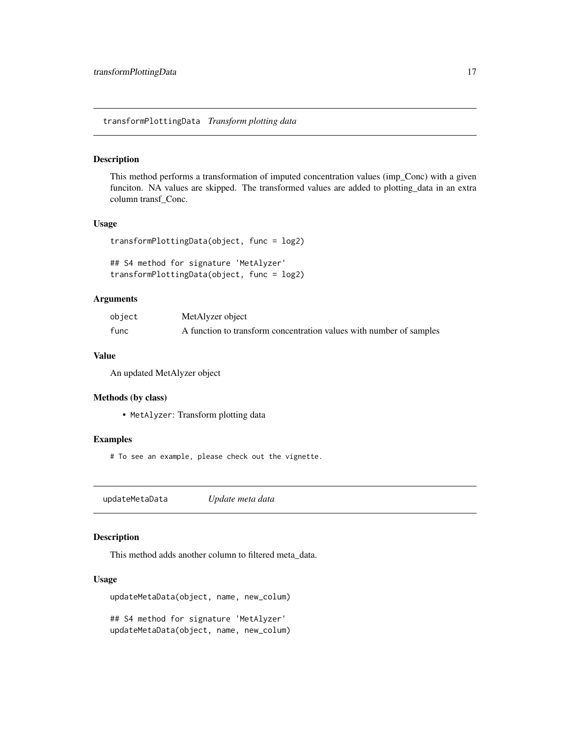## transformPlottingData *Transform plotting data*

### Description

This method performs a transformation of imputed concentration values (imp_Conc) with a given funciton. NA values are skipped. The transformed values are added to plotting_data in an extra column transf_Conc.

### Usage

```
transformPlottingData(object, func = log2)

## S4 method for signature 'MetAlyzer'
transformPlottingData(object, func = log2)
```

### Arguments

| | |
|---|---|
| object | MetAlyzer object |
| func | A function to transform concentration values with number of samples |

### Value

An updated MetAlyzer object

### Methods (by class)

- `MetAlyzer`: Transform plotting data

### Examples

```
# To see an example, please check out the vignette.
```

## updateMetaData *Update meta data*

### Description

This method adds another column to filtered meta_data.

### Usage

```
updateMetaData(object, name, new_colum)

## S4 method for signature 'MetAlyzer'
updateMetaData(object, name, new_colum)
```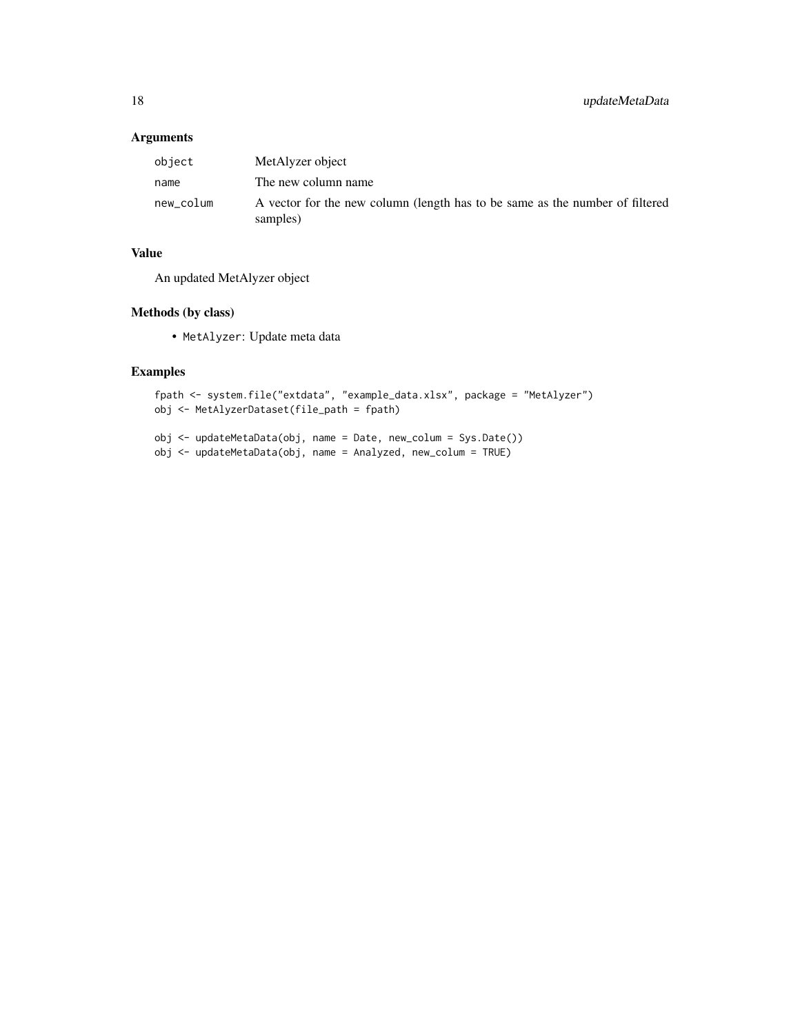## Arguments

| | |
|---|---|
| `object` | MetAlyzer object |
| `name` | The new column name |
| `new_colum` | A vector for the new column (length has to be same as the number of filtered samples) |

## Value

An updated MetAlyzer object

## Methods (by class)

- `MetAlyzer`: Update meta data

## Examples

```
fpath <- system.file("extdata", "example_data.xlsx", package = "MetAlyzer")
obj <- MetAlyzerDataset(file_path = fpath)

obj <- updateMetaData(obj, name = Date, new_colum = Sys.Date())
obj <- updateMetaData(obj, name = Analyzed, new_colum = TRUE)
```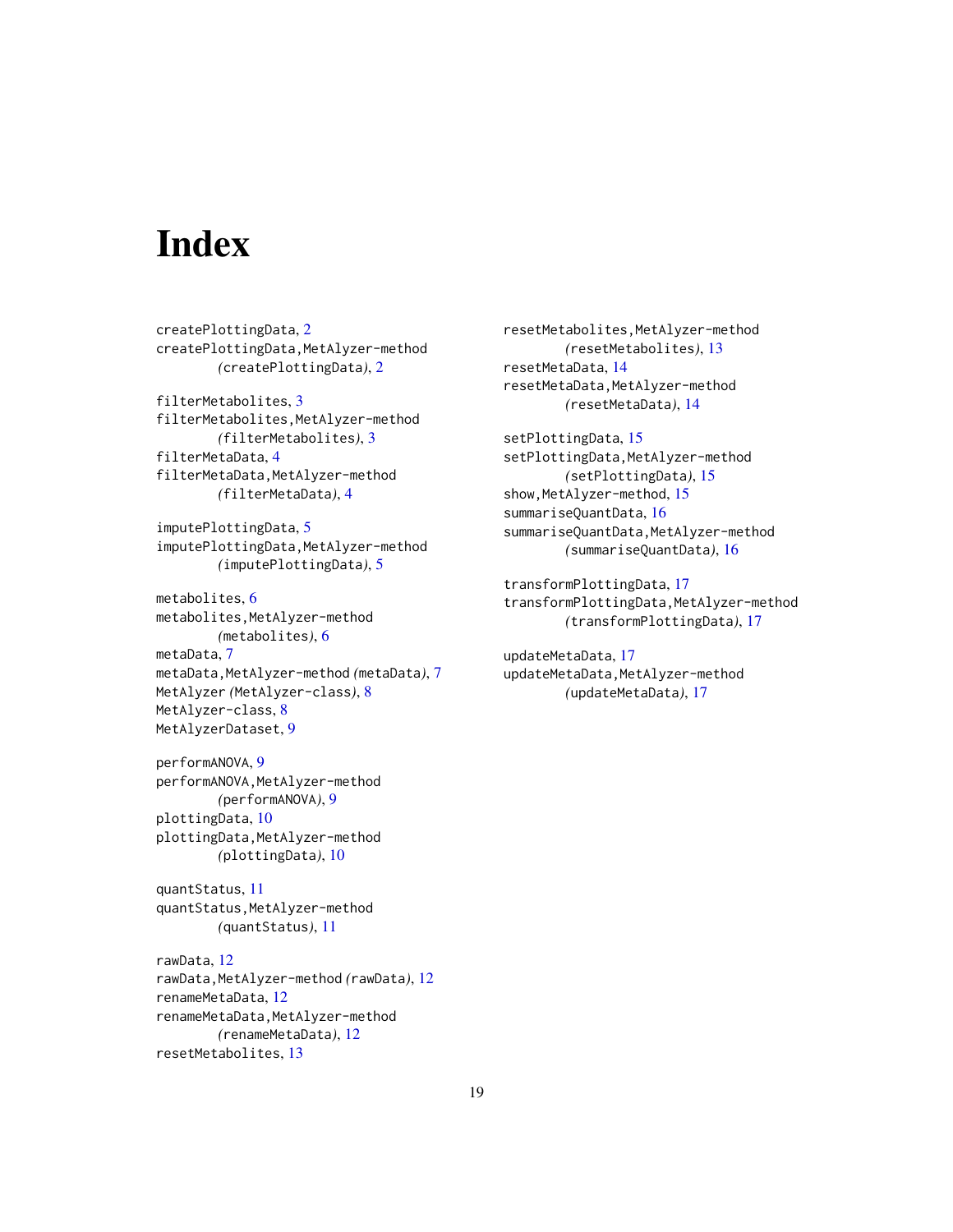# Index

createPlottingData, 2
createPlottingData,MetAlyzer-method (createPlottingData), 2

filterMetabolites, 3
filterMetabolites,MetAlyzer-method (filterMetabolites), 3
filterMetaData, 4
filterMetaData,MetAlyzer-method (filterMetaData), 4

imputePlottingData, 5
imputePlottingData,MetAlyzer-method (imputePlottingData), 5

metabolites, 6
metabolites,MetAlyzer-method (metabolites), 6
metaData, 7
metaData,MetAlyzer-method (metaData), 7
MetAlyzer (MetAlyzer-class), 8
MetAlyzer-class, 8
MetAlyzerDataset, 9

performANOVA, 9
performANOVA,MetAlyzer-method (performANOVA), 9
plottingData, 10
plottingData,MetAlyzer-method (plottingData), 10

quantStatus, 11
quantStatus,MetAlyzer-method (quantStatus), 11

rawData, 12
rawData,MetAlyzer-method (rawData), 12
renameMetaData, 12
renameMetaData,MetAlyzer-method (renameMetaData), 12
resetMetabolites, 13
resetMetabolites,MetAlyzer-method (resetMetabolites), 13
resetMetaData, 14
resetMetaData,MetAlyzer-method (resetMetaData), 14

setPlottingData, 15
setPlottingData,MetAlyzer-method (setPlottingData), 15
show,MetAlyzer-method, 15
summariseQuantData, 16
summariseQuantData,MetAlyzer-method (summariseQuantData), 16

transformPlottingData, 17
transformPlottingData,MetAlyzer-method (transformPlottingData), 17

updateMetaData, 17
updateMetaData,MetAlyzer-method (updateMetaData), 17